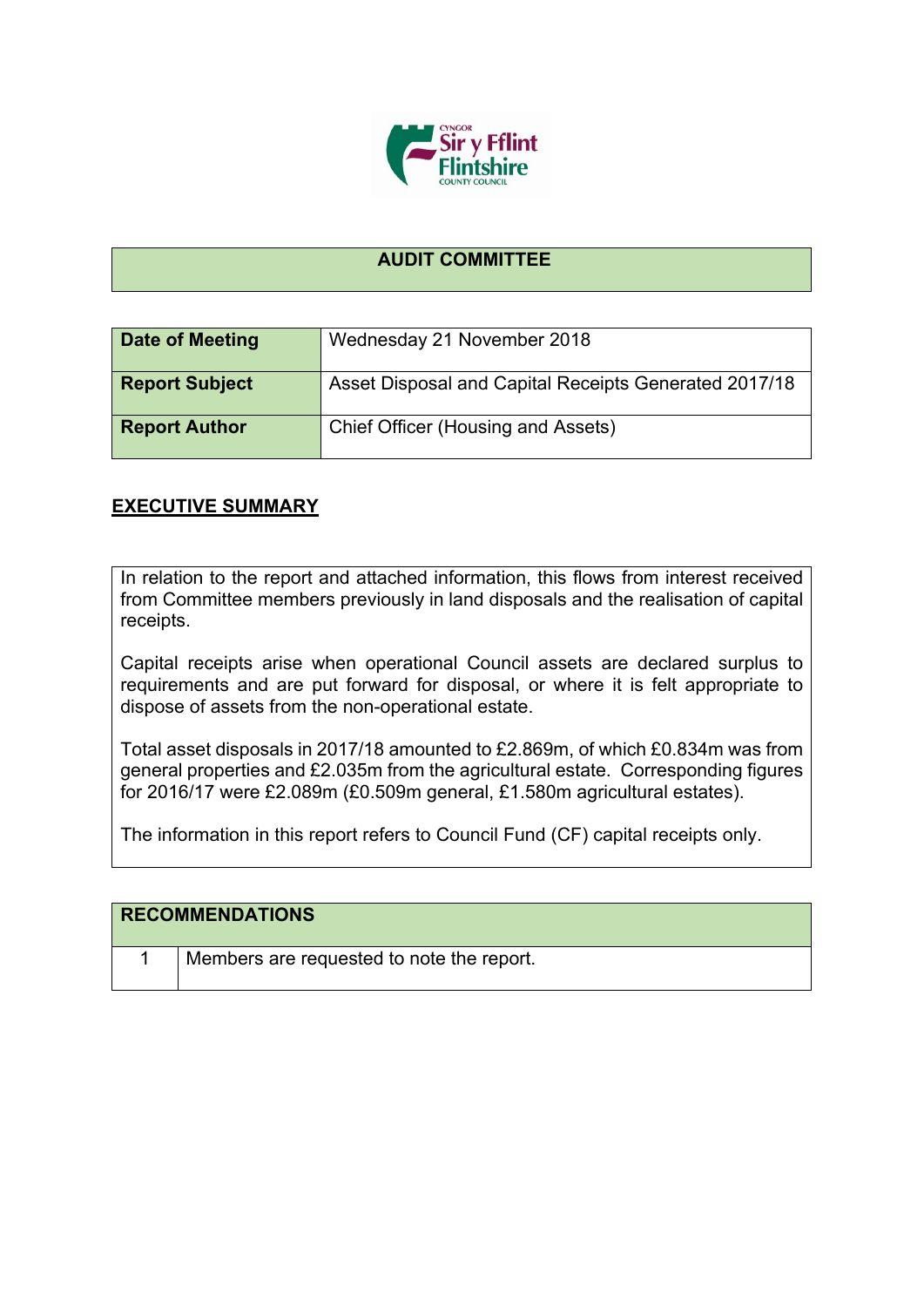## AUDIT COMMITTEE

| Date of Meeting | Wednesday 21 November 2018 |
|---|---|
| **Report Subject** | Asset Disposal and Capital Receipts Generated 2017/18 |
| **Report Author** | Chief Officer (Housing and Assets) |

## EXECUTIVE SUMMARY

In relation to the report and attached information, this flows from interest received from Committee members previously in land disposals and the realisation of capital receipts.

Capital receipts arise when operational Council assets are declared surplus to requirements and are put forward for disposal, or where it is felt appropriate to dispose of assets from the non-operational estate.

Total asset disposals in 2017/18 amounted to £2.869m, of which £0.834m was from general properties and £2.035m from the agricultural estate. Corresponding figures for 2016/17 were £2.089m (£0.509m general, £1.580m agricultural estates).

The information in this report refers to Council Fund (CF) capital receipts only.

| RECOMMENDATIONS | |
|---|---|
| 1 | Members are requested to note the report. |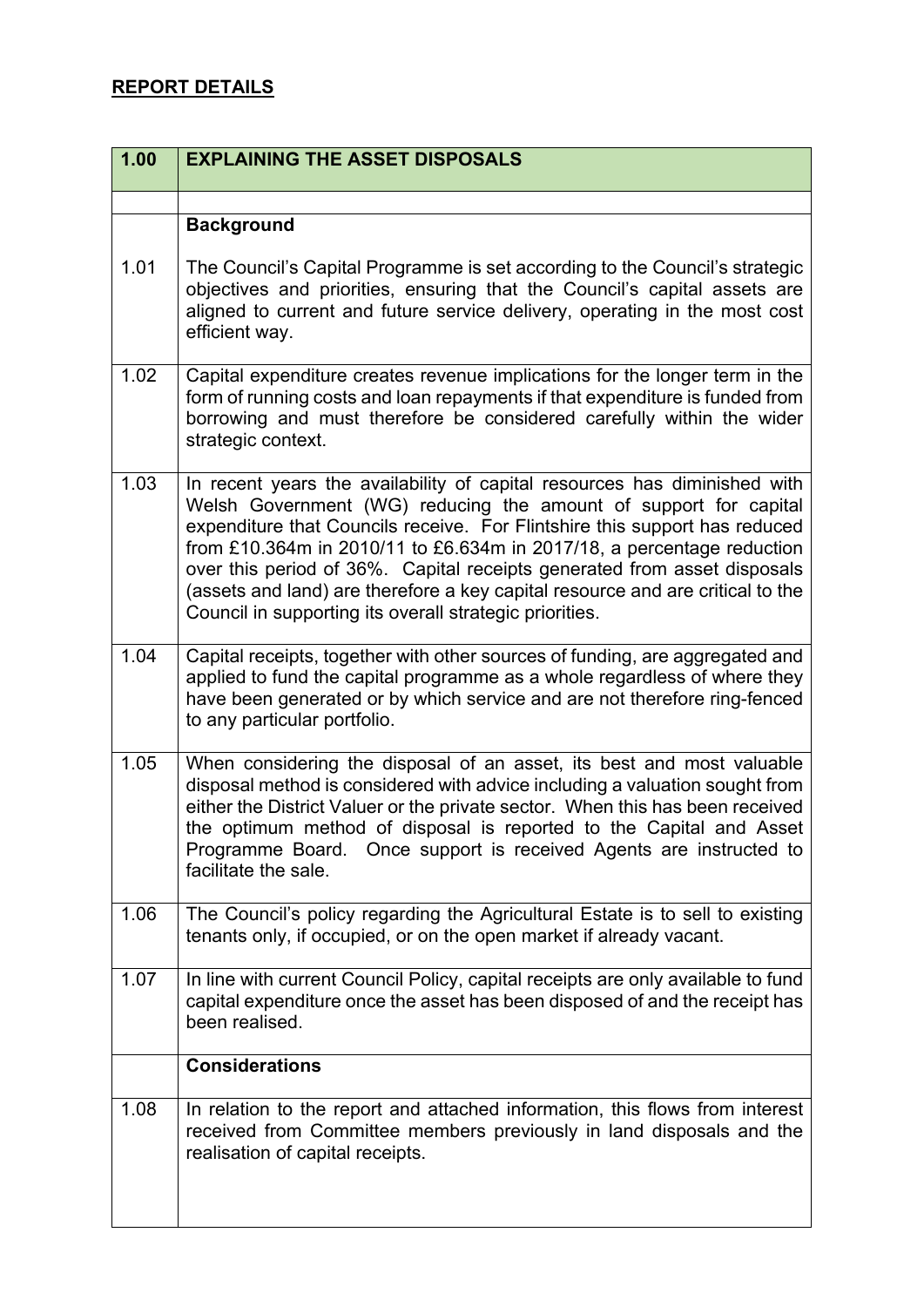## REPORT DETAILS

| 1.00 | EXPLAINING THE ASSET DISPOSALS |
| --- | --- |
| | |
| | **Background** |
| 1.01 | The Council's Capital Programme is set according to the Council's strategic objectives and priorities, ensuring that the Council's capital assets are aligned to current and future service delivery, operating in the most cost efficient way. |
| 1.02 | Capital expenditure creates revenue implications for the longer term in the form of running costs and loan repayments if that expenditure is funded from borrowing and must therefore be considered carefully within the wider strategic context. |
| 1.03 | In recent years the availability of capital resources has diminished with Welsh Government (WG) reducing the amount of support for capital expenditure that Councils receive. For Flintshire this support has reduced from £10.364m in 2010/11 to £6.634m in 2017/18, a percentage reduction over this period of 36%. Capital receipts generated from asset disposals (assets and land) are therefore a key capital resource and are critical to the Council in supporting its overall strategic priorities. |
| 1.04 | Capital receipts, together with other sources of funding, are aggregated and applied to fund the capital programme as a whole regardless of where they have been generated or by which service and are not therefore ring-fenced to any particular portfolio. |
| 1.05 | When considering the disposal of an asset, its best and most valuable disposal method is considered with advice including a valuation sought from either the District Valuer or the private sector. When this has been received the optimum method of disposal is reported to the Capital and Asset Programme Board. Once support is received Agents are instructed to facilitate the sale. |
| 1.06 | The Council's policy regarding the Agricultural Estate is to sell to existing tenants only, if occupied, or on the open market if already vacant. |
| 1.07 | In line with current Council Policy, capital receipts are only available to fund capital expenditure once the asset has been disposed of and the receipt has been realised. |
| | **Considerations** |
| 1.08 | In relation to the report and attached information, this flows from interest received from Committee members previously in land disposals and the realisation of capital receipts. |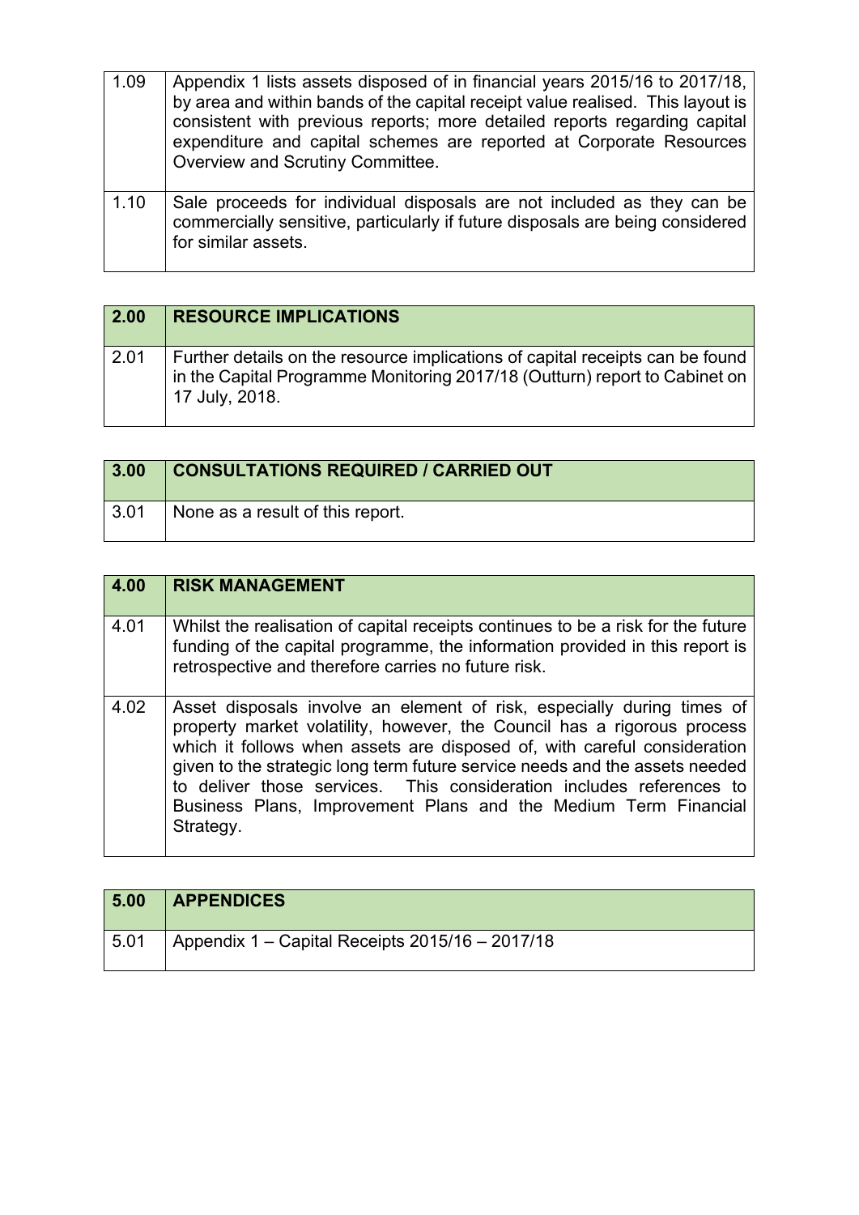| | |
|---|---|
| 1.09 | Appendix 1 lists assets disposed of in financial years 2015/16 to 2017/18, by area and within bands of the capital receipt value realised. This layout is consistent with previous reports; more detailed reports regarding capital expenditure and capital schemes are reported at Corporate Resources Overview and Scrutiny Committee. |
| 1.10 | Sale proceeds for individual disposals are not included as they can be commercially sensitive, particularly if future disposals are being considered for similar assets. |

| **2.00** | **RESOURCE IMPLICATIONS** |
|---|---|
| 2.01 | Further details on the resource implications of capital receipts can be found in the Capital Programme Monitoring 2017/18 (Outturn) report to Cabinet on 17 July, 2018. |

| **3.00** | **CONSULTATIONS REQUIRED / CARRIED OUT** |
|---|---|
| 3.01 | None as a result of this report. |

| **4.00** | **RISK MANAGEMENT** |
|---|---|
| 4.01 | Whilst the realisation of capital receipts continues to be a risk for the future funding of the capital programme, the information provided in this report is retrospective and therefore carries no future risk. |
| 4.02 | Asset disposals involve an element of risk, especially during times of property market volatility, however, the Council has a rigorous process which it follows when assets are disposed of, with careful consideration given to the strategic long term future service needs and the assets needed to deliver those services. This consideration includes references to Business Plans, Improvement Plans and the Medium Term Financial Strategy. |

| **5.00** | **APPENDICES** |
|---|---|
| 5.01 | Appendix 1 – Capital Receipts 2015/16 – 2017/18 |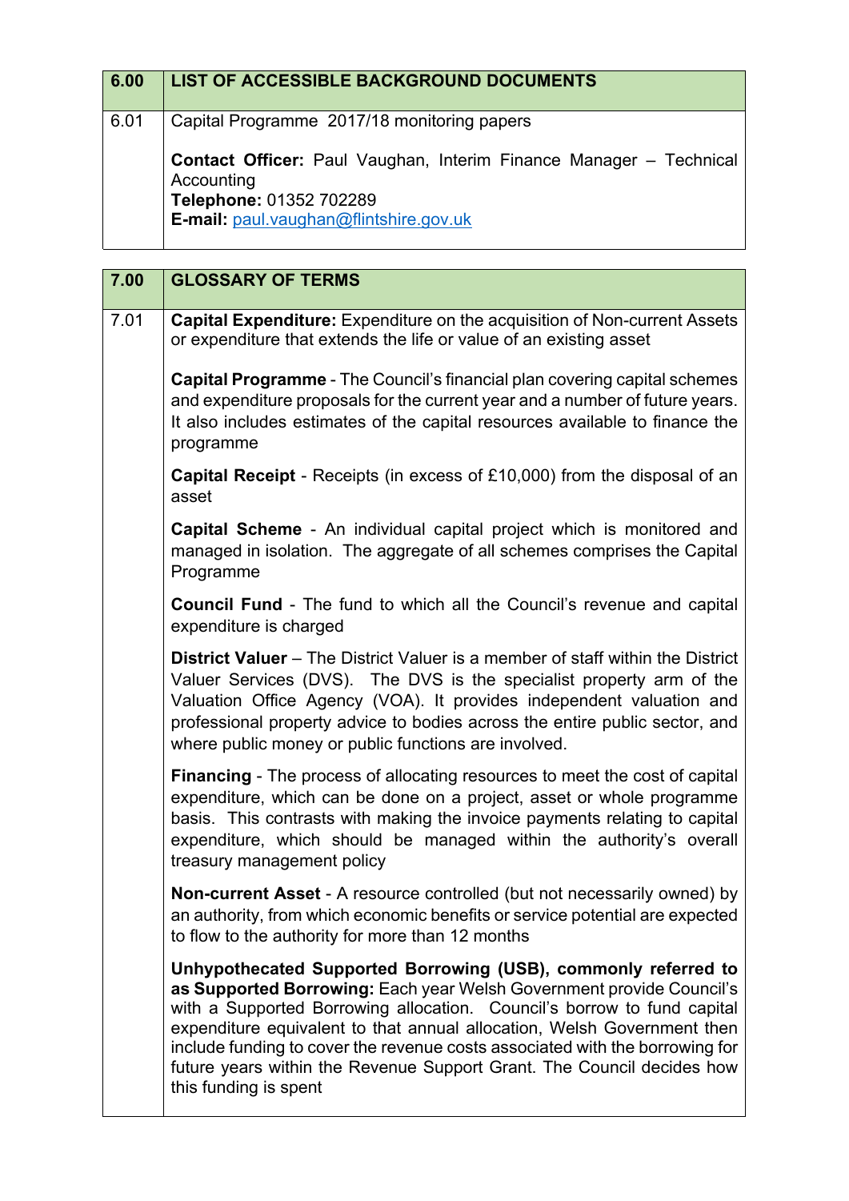| 6.00 | LIST OF ACCESSIBLE BACKGROUND DOCUMENTS |
|---|---|
| 6.01 | Capital Programme 2017/18 monitoring papers<br><br>**Contact Officer:** Paul Vaughan, Interim Finance Manager – Technical Accounting<br>**Telephone:** 01352 702289<br>**E-mail:** paul.vaughan@flintshire.gov.uk |

| 7.00 | GLOSSARY OF TERMS |
|---|---|
| 7.01 | **Capital Expenditure:** Expenditure on the acquisition of Non-current Assets or expenditure that extends the life or value of an existing asset<br><br>**Capital Programme** - The Council's financial plan covering capital schemes and expenditure proposals for the current year and a number of future years. It also includes estimates of the capital resources available to finance the programme<br><br>**Capital Receipt** - Receipts (in excess of £10,000) from the disposal of an asset<br><br>**Capital Scheme** - An individual capital project which is monitored and managed in isolation. The aggregate of all schemes comprises the Capital Programme<br><br>**Council Fund** - The fund to which all the Council's revenue and capital expenditure is charged<br><br>**District Valuer** – The District Valuer is a member of staff within the District Valuer Services (DVS). The DVS is the specialist property arm of the Valuation Office Agency (VOA). It provides independent valuation and professional property advice to bodies across the entire public sector, and where public money or public functions are involved.<br><br>**Financing** - The process of allocating resources to meet the cost of capital expenditure, which can be done on a project, asset or whole programme basis. This contrasts with making the invoice payments relating to capital expenditure, which should be managed within the authority's overall treasury management policy<br><br>**Non-current Asset** - A resource controlled (but not necessarily owned) by an authority, from which economic benefits or service potential are expected to flow to the authority for more than 12 months<br><br>**Unhypothecated Supported Borrowing (USB), commonly referred to as Supported Borrowing:** Each year Welsh Government provide Council's with a Supported Borrowing allocation. Council's borrow to fund capital expenditure equivalent to that annual allocation, Welsh Government then include funding to cover the revenue costs associated with the borrowing for future years within the Revenue Support Grant. The Council decides how this funding is spent |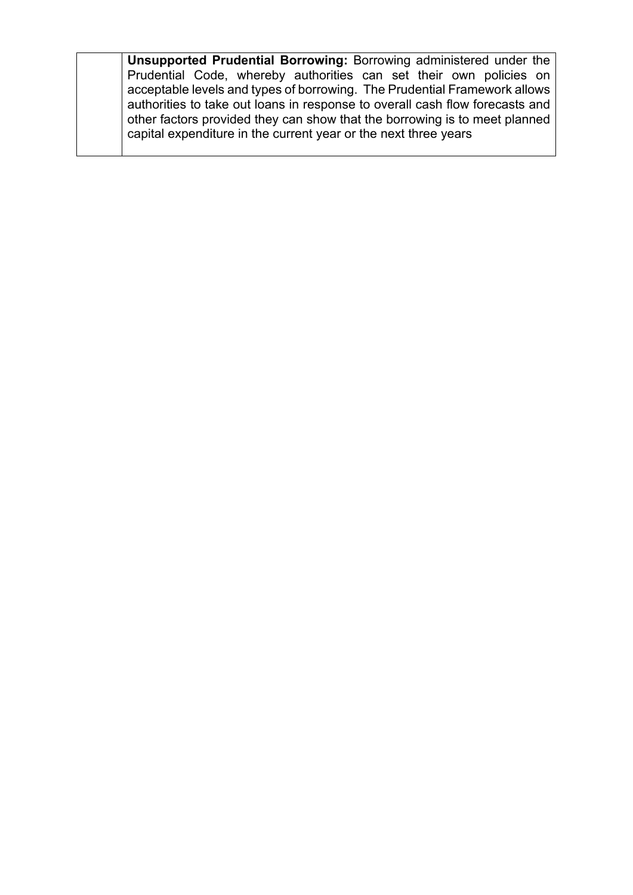| | |
|---|---|
| | **Unsupported Prudential Borrowing:** Borrowing administered under the Prudential Code, whereby authorities can set their own policies on acceptable levels and types of borrowing. The Prudential Framework allows authorities to take out loans in response to overall cash flow forecasts and other factors provided they can show that the borrowing is to meet planned capital expenditure in the current year or the next three years |